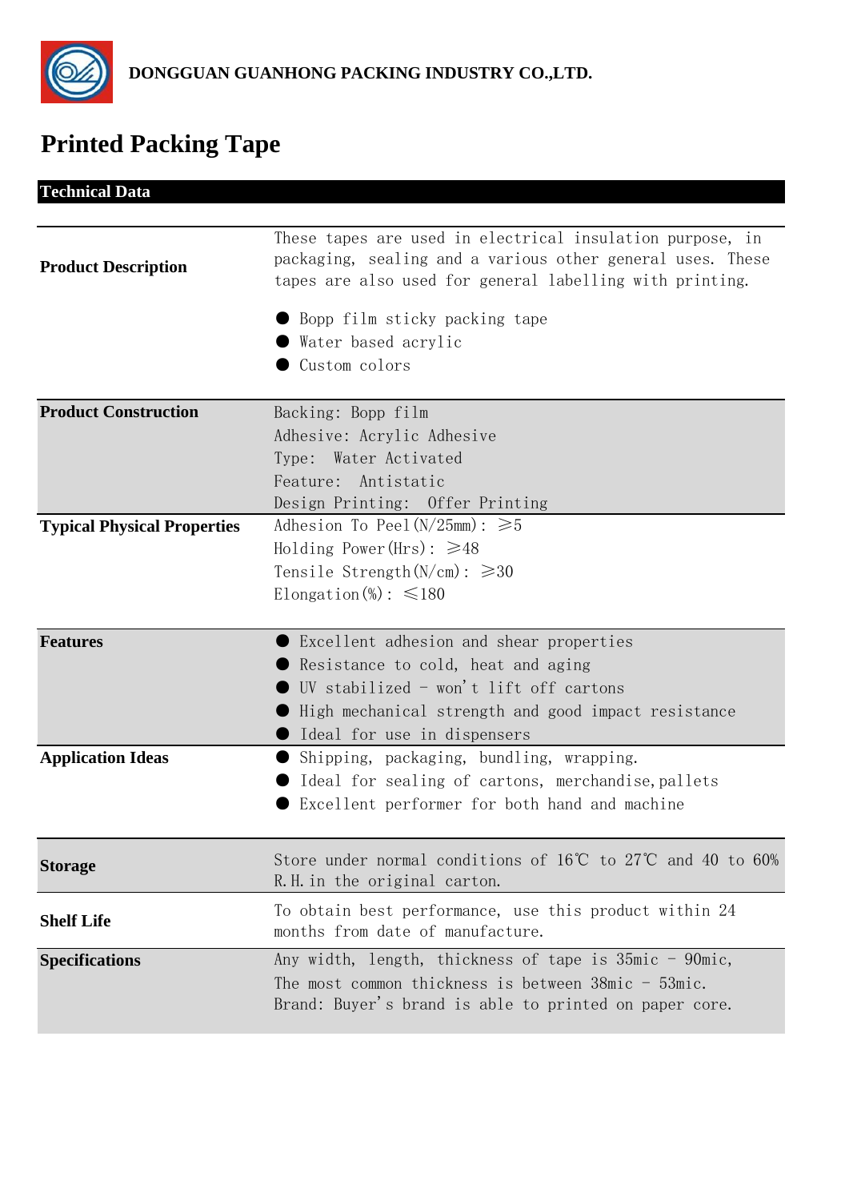DONGGUAN GUANHONG PACKING INDUSTRY CO.,LTD.

# Printed Packing Tape

## Technical Data

| | |
|---|---|
| **Product Description** | These tapes are used in electrical insulation purpose, in packaging, sealing and a various other general uses. These tapes are also used for general labelling with printing.<br><br>● Bopp film sticky packing tape<br>● Water based acrylic<br>● Custom colors |
| **Product Construction** | Backing: Bopp film<br>Adhesive: Acrylic Adhesive<br>Type:  Water Activated<br>Feature:  Antistatic<br>Design Printing:  Offer Printing |
| **Typical Physical Properties** | Adhesion To Peel(N/25mm): ≥5<br>Holding Power(Hrs): ≥48<br>Tensile Strength(N/cm): ≥30<br>Elongation(%): ≤180 |
| **Features** | ● Excellent adhesion and shear properties<br>● Resistance to cold, heat and aging<br>● UV stabilized - won't lift off cartons<br>● High mechanical strength and good impact resistance<br>● Ideal for use in dispensers |
| **Application Ideas** | ● Shipping, packaging, bundling, wrapping.<br>● Ideal for sealing of cartons, merchandise,pallets<br>● Excellent performer for both hand and machine |
| **Storage** | Store under normal conditions of 16℃ to 27℃ and 40 to 60% R.H. in the original carton. |
| **Shelf Life** | To obtain best performance, use this product within 24 months from date of manufacture. |
| **Specifications** | Any width, length, thickness of tape is 35mic - 90mic,<br>The most common thickness is between 38mic - 53mic.<br>Brand: Buyer's brand is able to printed on paper core. |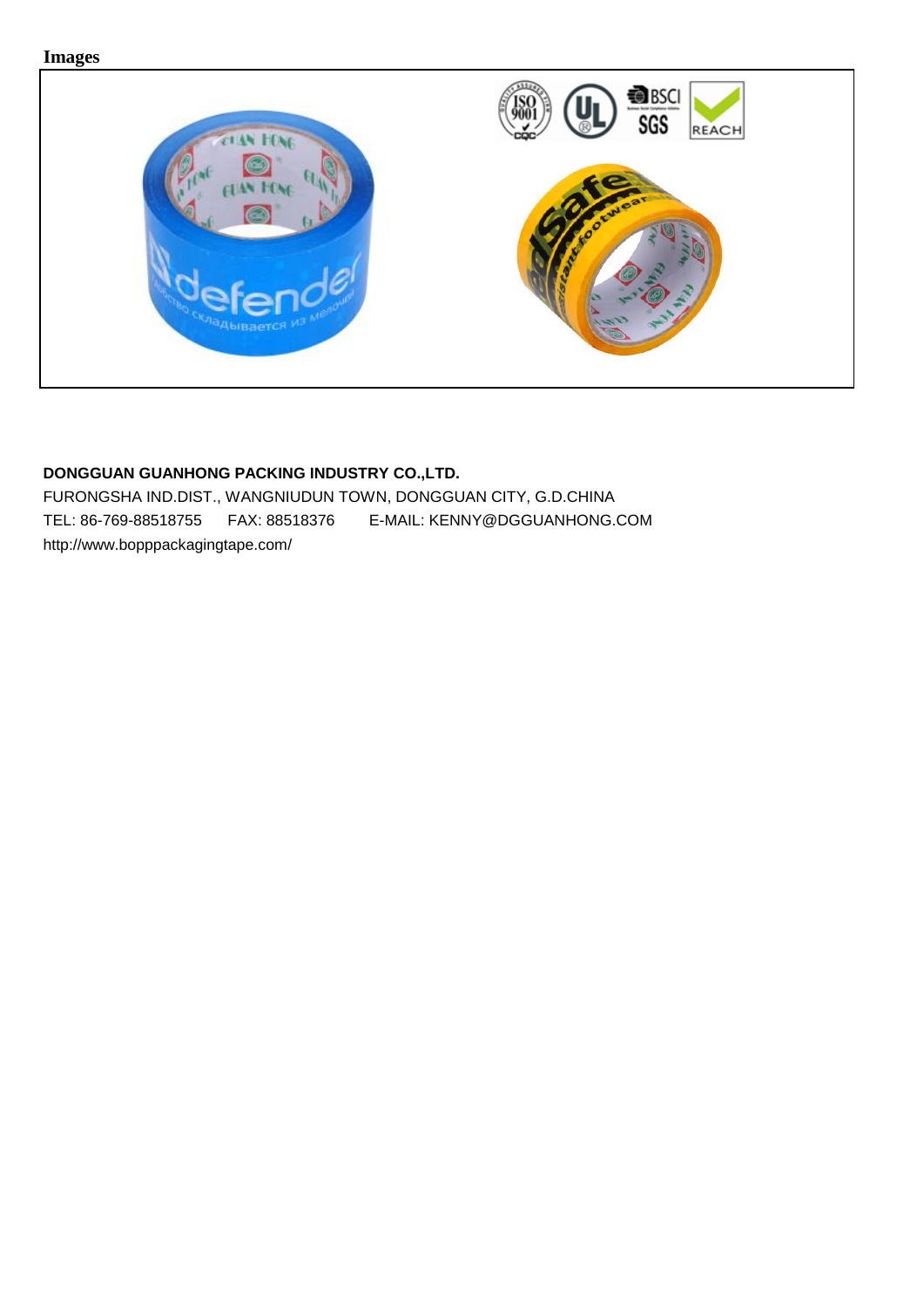**Images**

**DONGGUAN GUANHONG PACKING INDUSTRY CO.,LTD.**

FURONGSHA IND.DIST., WANGNIUDUN TOWN, DONGGUAN CITY, G.D.CHINA

TEL: 86-769-88518755 FAX: 88518376 E-MAIL: KENNY@DGGUANHONG.COM

http://www.bopppackagingtape.com/